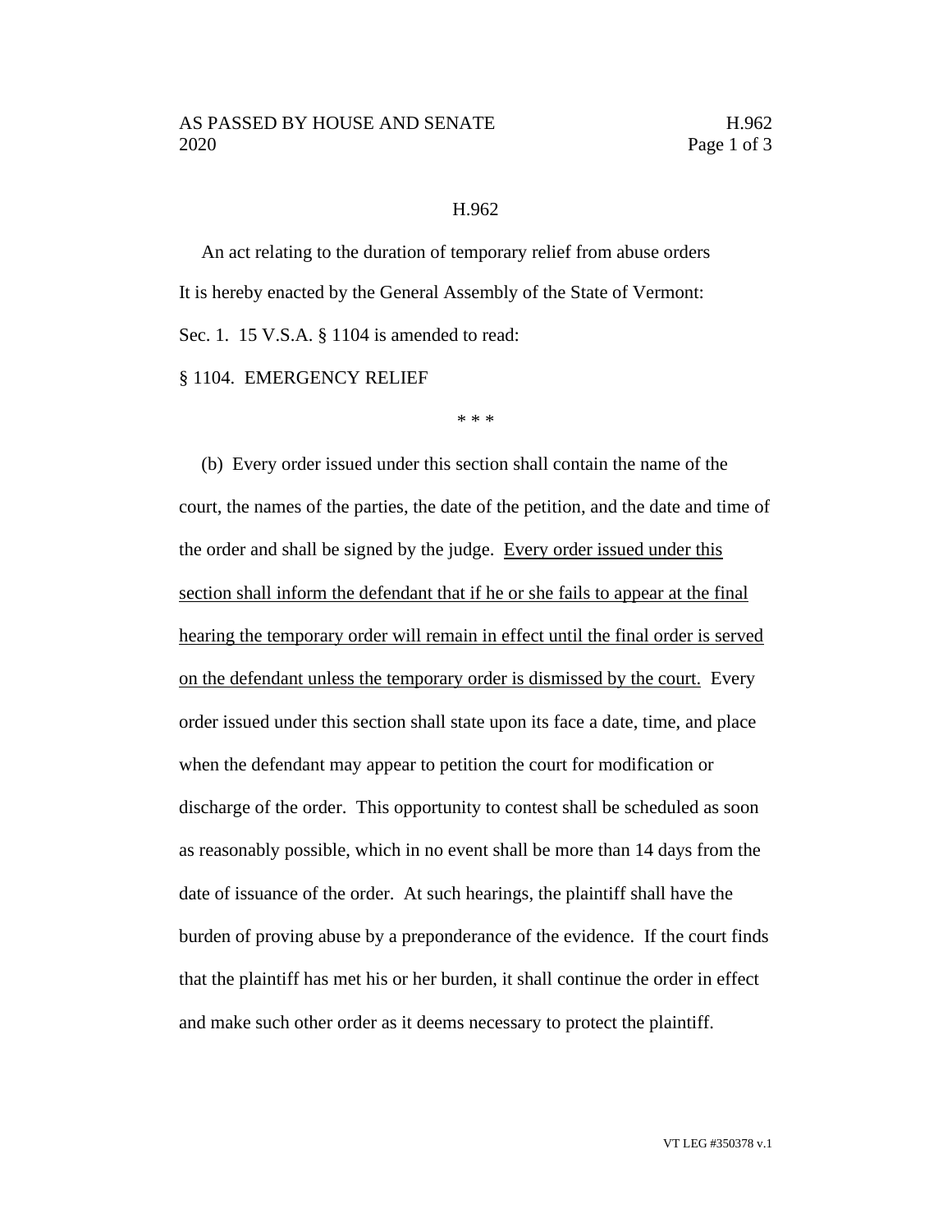H.962

An act relating to the duration of temporary relief from abuse orders

It is hereby enacted by the General Assembly of the State of Vermont:

Sec. 1. 15 V.S.A. § 1104 is amended to read:

§ 1104. EMERGENCY RELIEF

\* \* \*

(b) Every order issued under this section shall contain the name of the court, the names of the parties, the date of the petition, and the date and time of the order and shall be signed by the judge. <u>Every order issued under this section shall inform the defendant that if he or she fails to appear at the final hearing the temporary order will remain in effect until the final order is served on the defendant unless the temporary order is dismissed by the court.</u> Every order issued under this section shall state upon its face a date, time, and place when the defendant may appear to petition the court for modification or discharge of the order. This opportunity to contest shall be scheduled as soon as reasonably possible, which in no event shall be more than 14 days from the date of issuance of the order. At such hearings, the plaintiff shall have the burden of proving abuse by a preponderance of the evidence. If the court finds that the plaintiff has met his or her burden, it shall continue the order in effect and make such other order as it deems necessary to protect the plaintiff.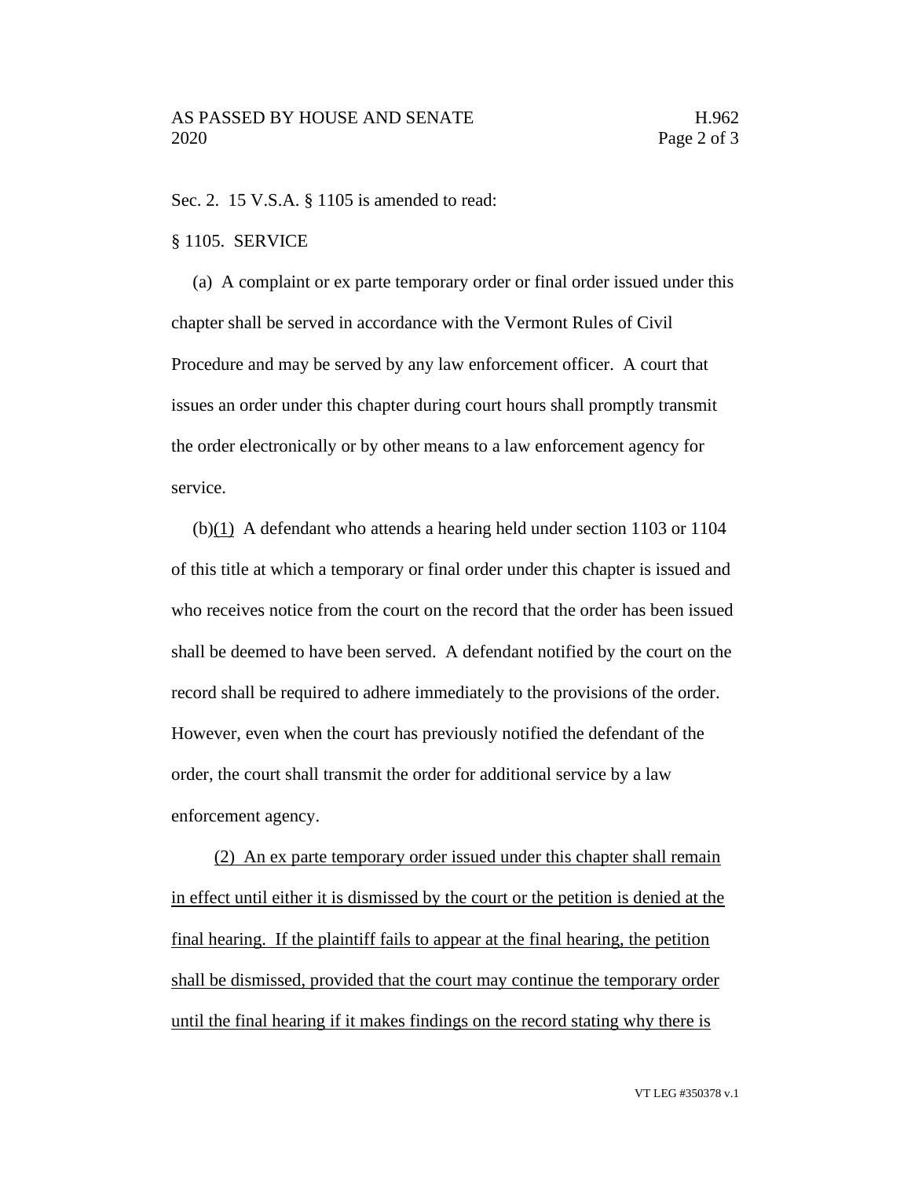Sec. 2. 15 V.S.A. § 1105 is amended to read:

§ 1105. SERVICE

(a) A complaint or ex parte temporary order or final order issued under this chapter shall be served in accordance with the Vermont Rules of Civil Procedure and may be served by any law enforcement officer. A court that issues an order under this chapter during court hours shall promptly transmit the order electronically or by other means to a law enforcement agency for service.

(b)(1) A defendant who attends a hearing held under section 1103 or 1104 of this title at which a temporary or final order under this chapter is issued and who receives notice from the court on the record that the order has been issued shall be deemed to have been served. A defendant notified by the court on the record shall be required to adhere immediately to the provisions of the order. However, even when the court has previously notified the defendant of the order, the court shall transmit the order for additional service by a law enforcement agency.

(2) An ex parte temporary order issued under this chapter shall remain in effect until either it is dismissed by the court or the petition is denied at the final hearing. If the plaintiff fails to appear at the final hearing, the petition shall be dismissed, provided that the court may continue the temporary order until the final hearing if it makes findings on the record stating why there is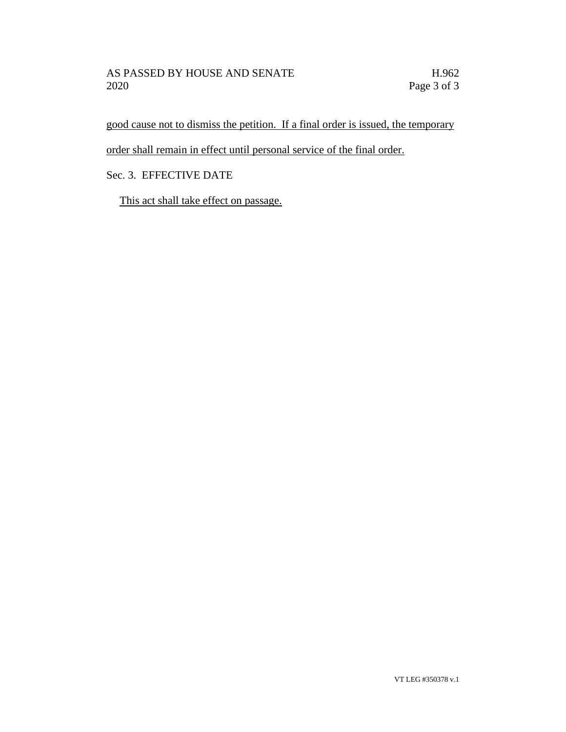good cause not to dismiss the petition. If a final order is issued, the temporary order shall remain in effect until personal service of the final order.

Sec. 3. EFFECTIVE DATE

This act shall take effect on passage.